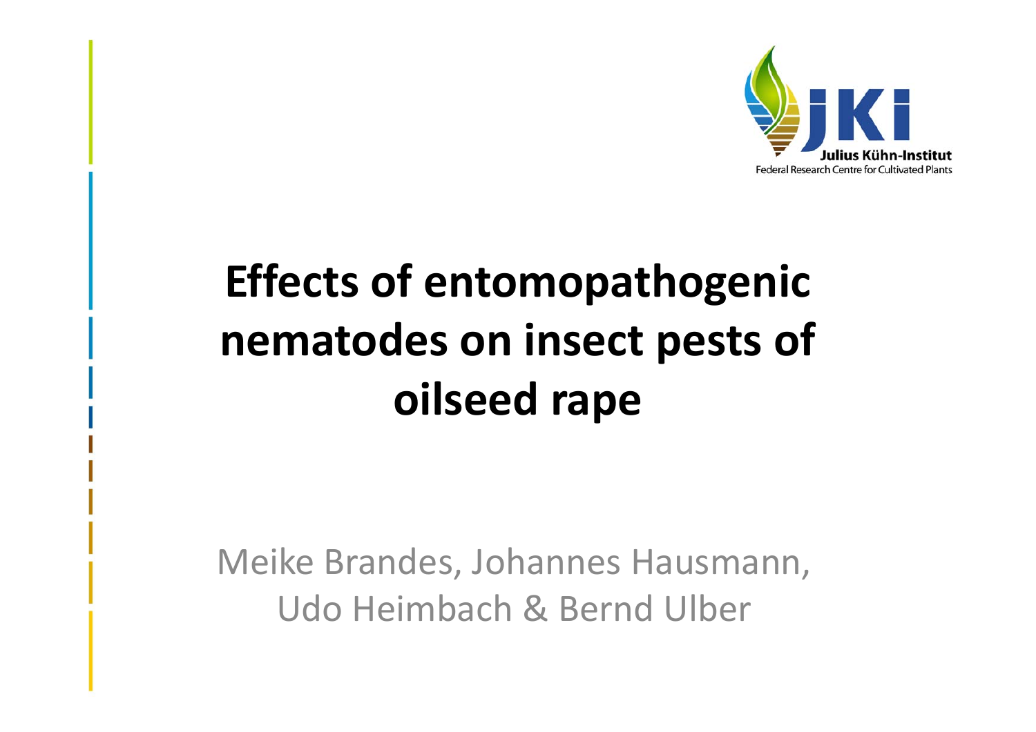Julius Kühn-Institut
Federal Research Centre for Cultivated Plants

# Effects of entomopathogenic nematodes on insect pests of oilseed rape

Meike Brandes, Johannes Hausmann, Udo Heimbach & Bernd Ulber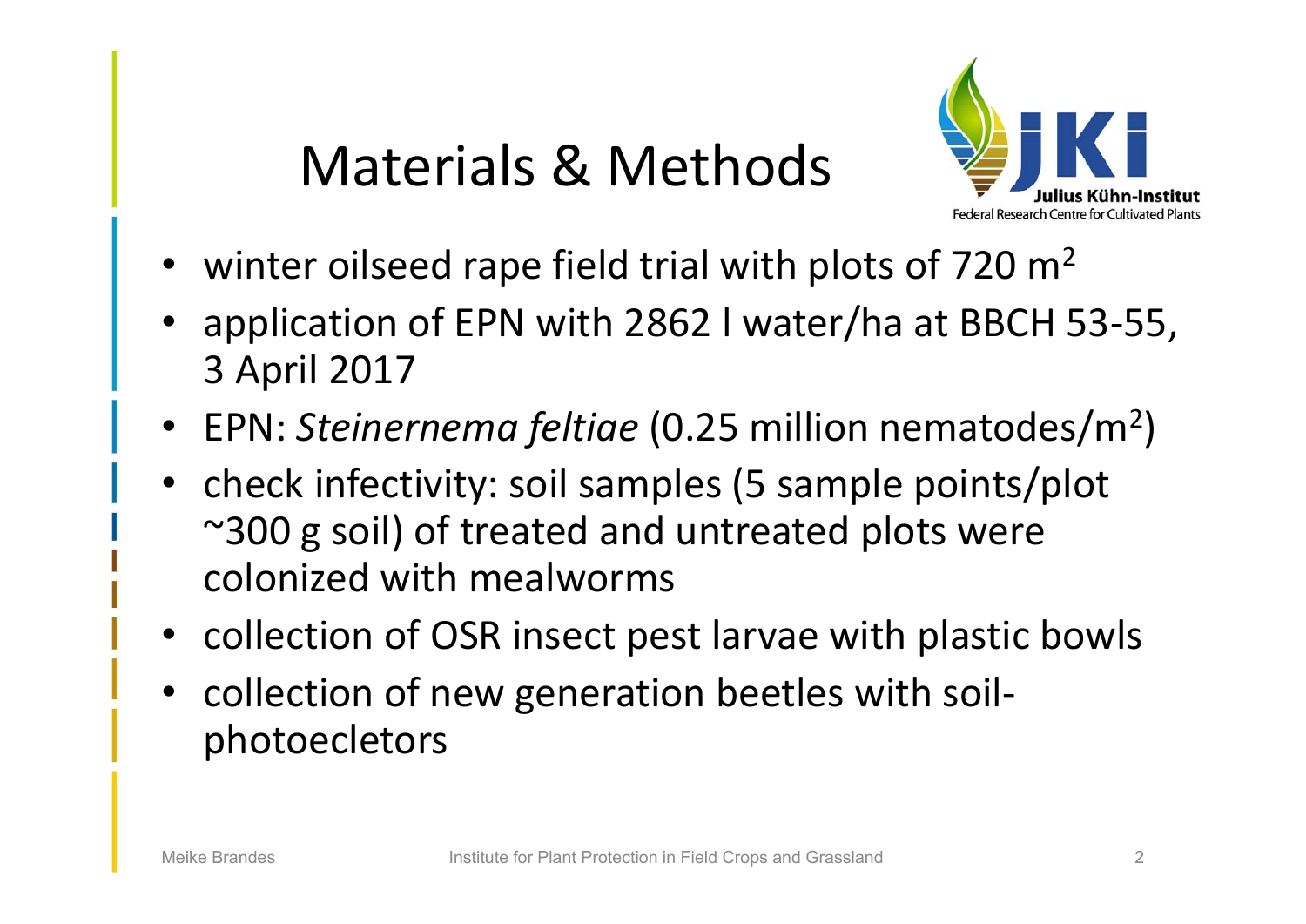# Materials & Methods

- winter oilseed rape field trial with plots of 720 $m^2$
- application of EPN with 2862 l water/ha at BBCH 53-55, 3 April 2017
- EPN: *Steinernema feltiae* (0.25 million nematodes/$m^2$)
- check infectivity: soil samples (5 sample points/plot ~300 g soil) of treated and untreated plots were colonized with mealworms
- collection of OSR insect pest larvae with plastic bowls
- collection of new generation beetles with soil-photoeclectors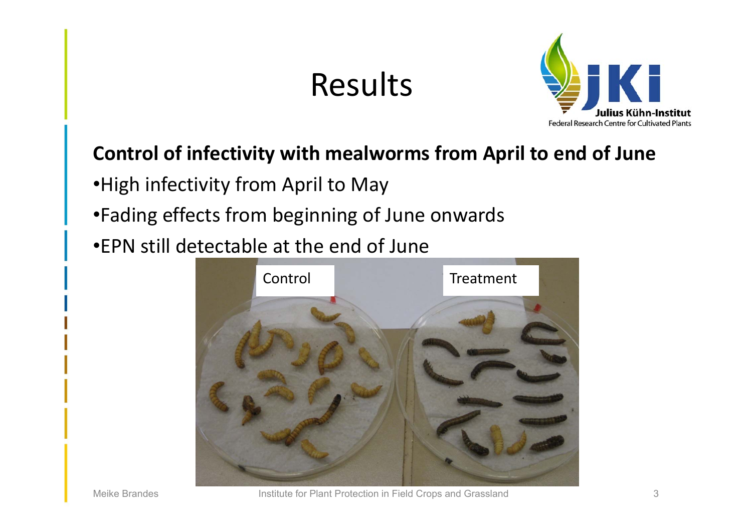# Results

**Control of infectivity with mealworms from April to end of June**

- High infectivity from April to May
- Fading effects from beginning of June onwards
- EPN still detectable at the end of June

Control

Treatment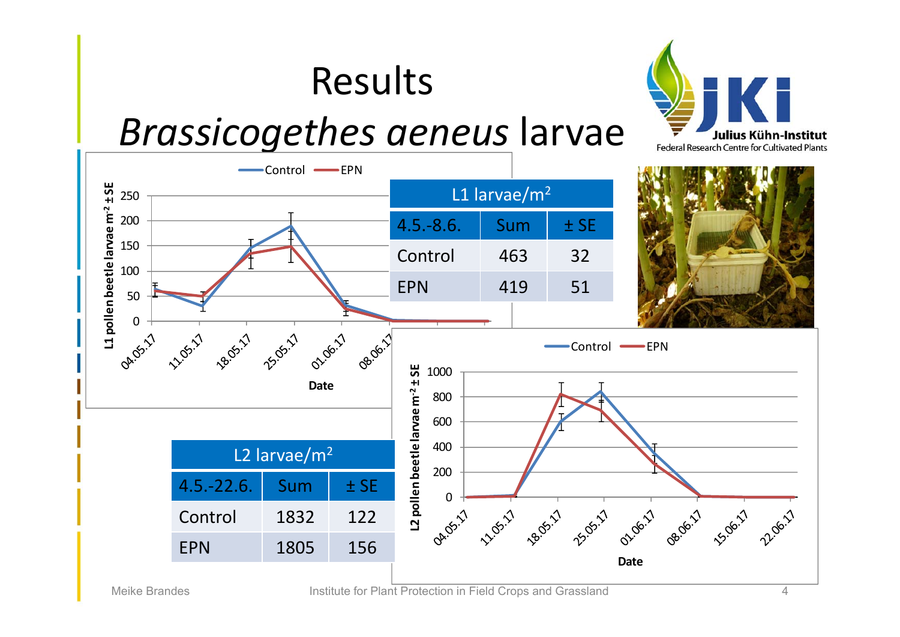# Results

## *Brassicogethes aeneus* larvae

| L1 larvae/m$^2$ | | |
|---|---|---|
| 4.5.-8.6. | Sum | ± SE |
| Control | 463 | 32 |
| EPN | 419 | 51 |

| L2 larvae/m$^2$ | | |
|---|---|---|
| 4.5.-22.6. | Sum | ± SE |
| Control | 1832 | 122 |
| EPN | 1805 | 156 |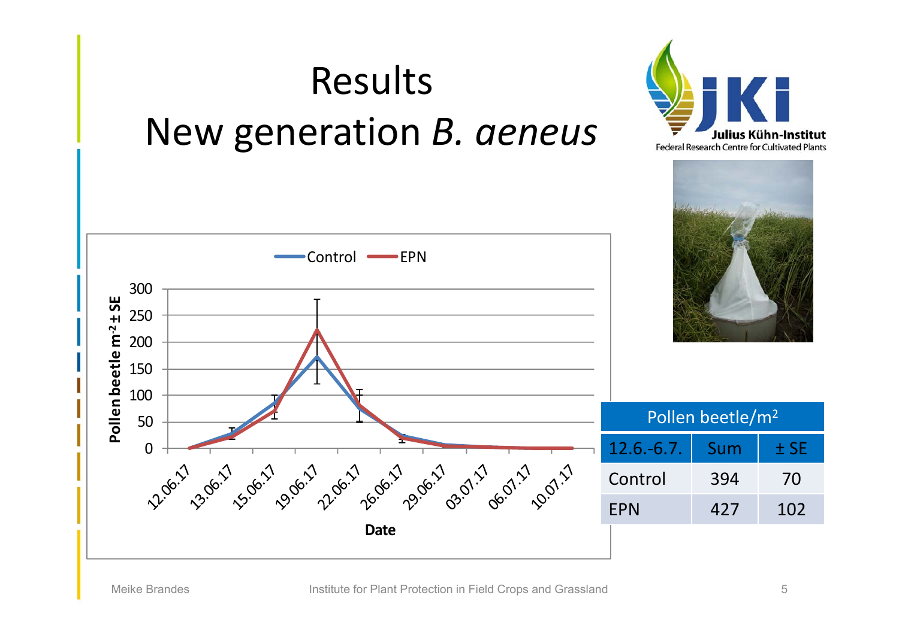# Results

## New generation *B. aeneus*

| Pollen beetle/m² | | |
|---|---|---|
| 12.6.-6.7. | Sum | ± SE |
| Control | 394 | 70 |
| EPN | 427 | 102 |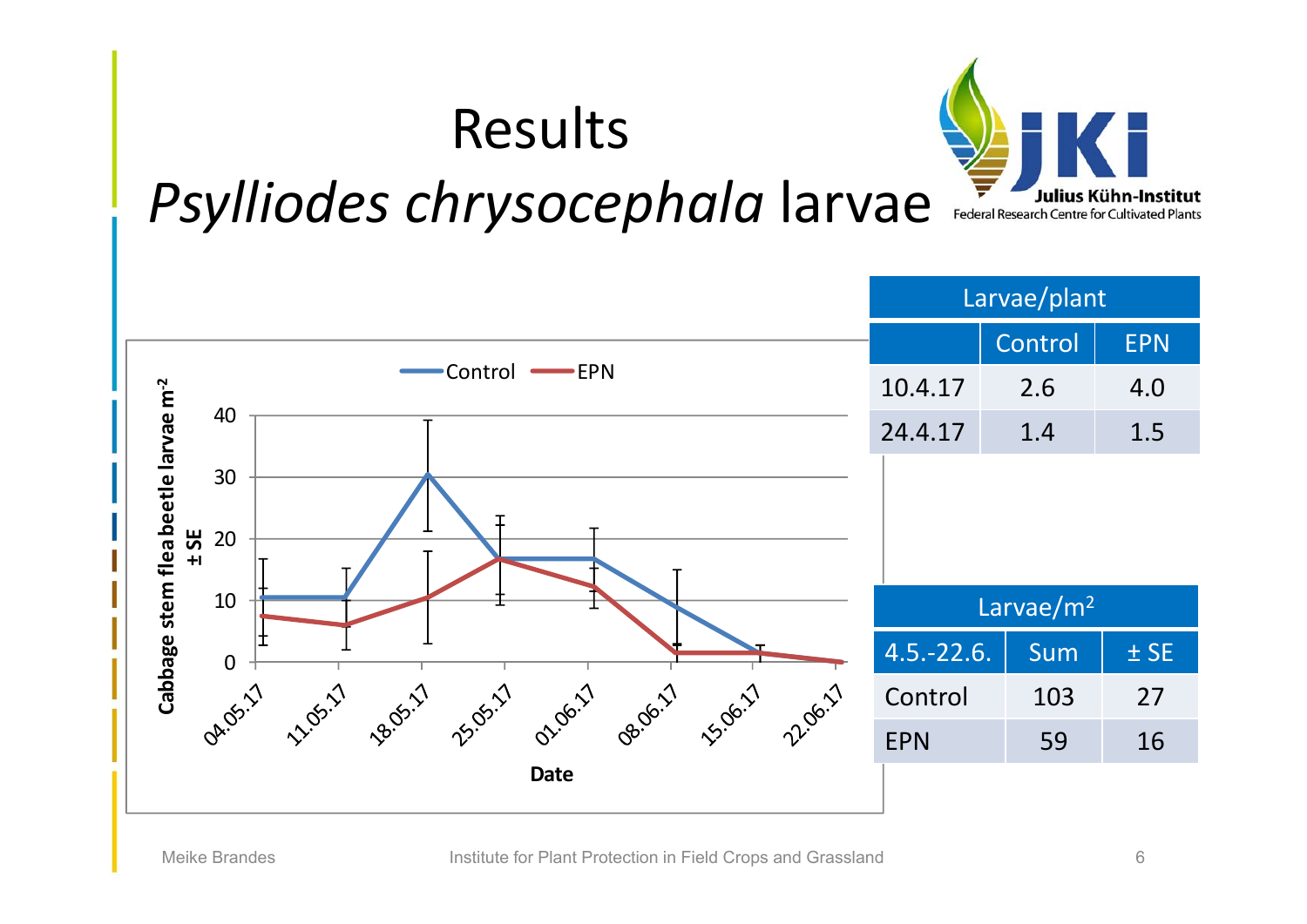# Results

## *Psylliodes chrysocephala* larvae

| Larvae/plant | | |
|---|---|---|
| | Control | EPN |
| 10.4.17 | 2.6 | 4.0 |
| 24.4.17 | 1.4 | 1.5 |

| Larvae/m² | | |
|---|---|---|
| 4.5.-22.6. | Sum | ± SE |
| Control | 103 | 27 |
| EPN | 59 | 16 |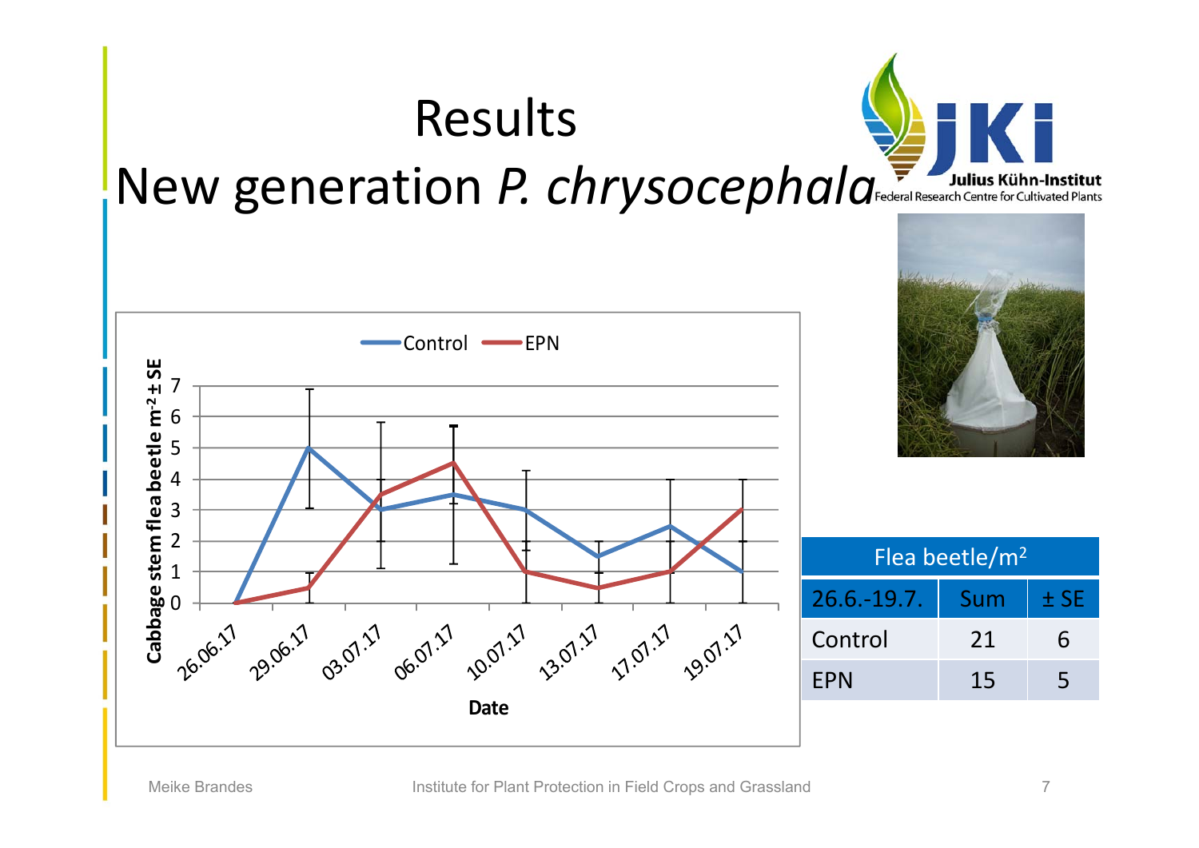# Results

## New generation *P. chrysocephala*

| Flea beetle/m² | | |
|---|---|---|
| 26.6.-19.7. | Sum | ± SE |
| Control | 21 | 6 |
| EPN | 15 | 5 |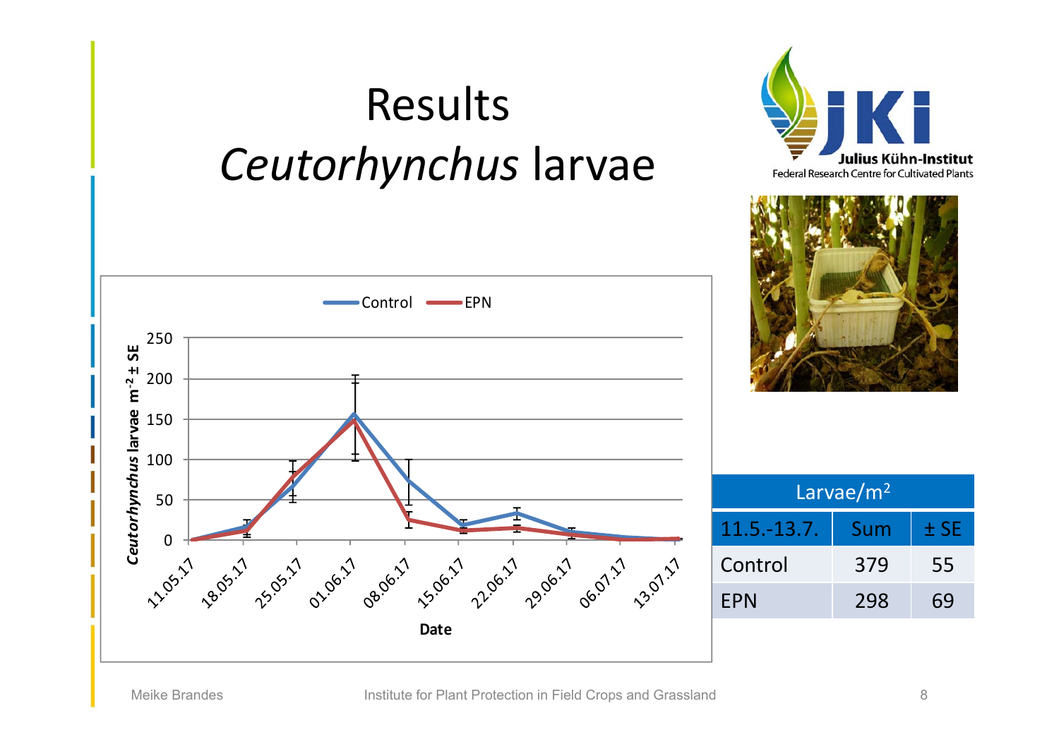# Results

## *Ceutorhynchus* larvae

| Larvae/m² | | |
|---|---|---|
| 11.5.-13.7. | Sum | ± SE |
| Control | 379 | 55 |
| EPN | 298 | 69 |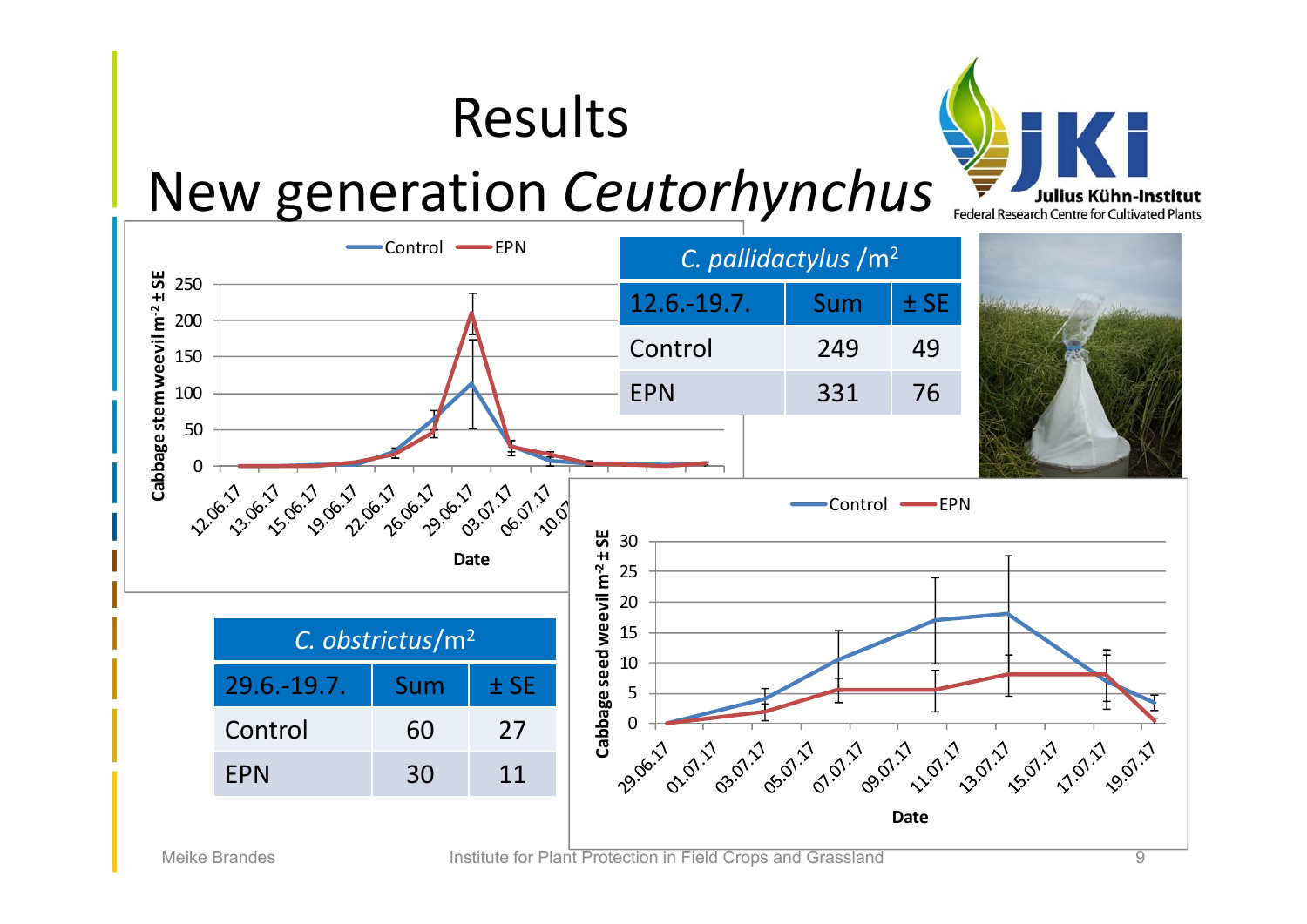# Results

## New generation *Ceutorhynchus*

| *C. pallidactylus* /m² | | |
|---|---|---|
| 12.6.-19.7. | Sum | ± SE |
| Control | 249 | 49 |
| EPN | 331 | 76 |

| *C. obstrictus*/m² | | |
|---|---|---|
| 29.6.-19.7. | Sum | ± SE |
| Control | 60 | 27 |
| EPN | 30 | 11 |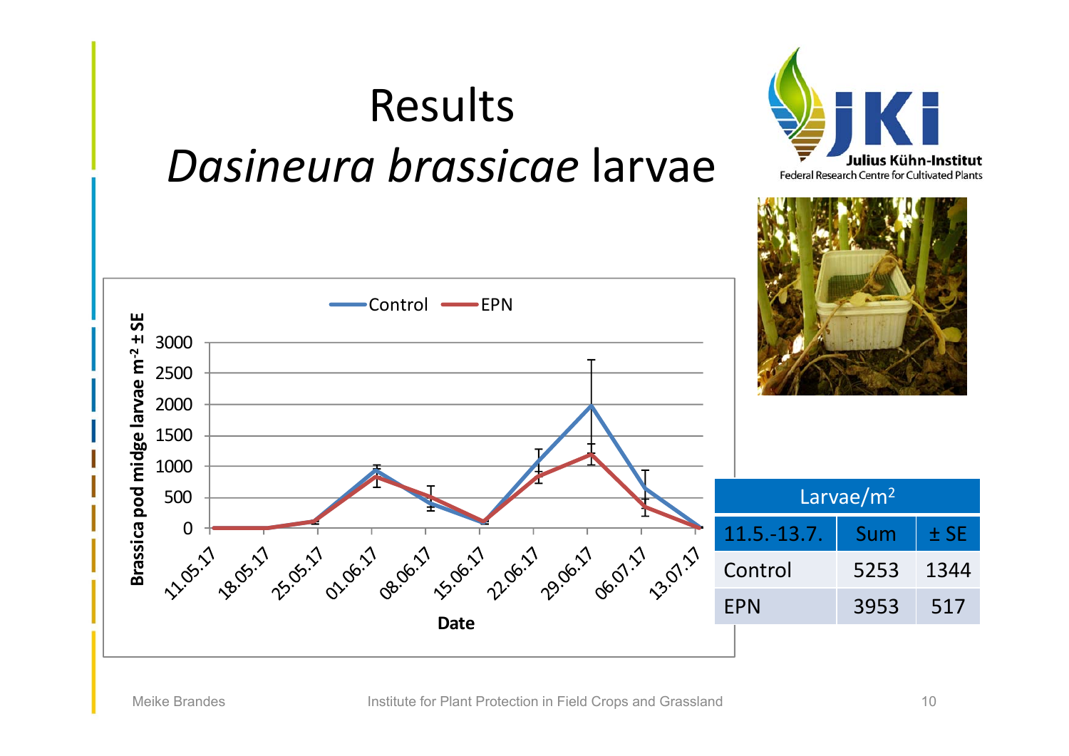# Results

## *Dasineura brassicae* larvae

| Larvae/m² | | |
|---|---|---|
| 11.5.-13.7. | Sum | ± SE |
| Control | 5253 | 1344 |
| EPN | 3953 | 517 |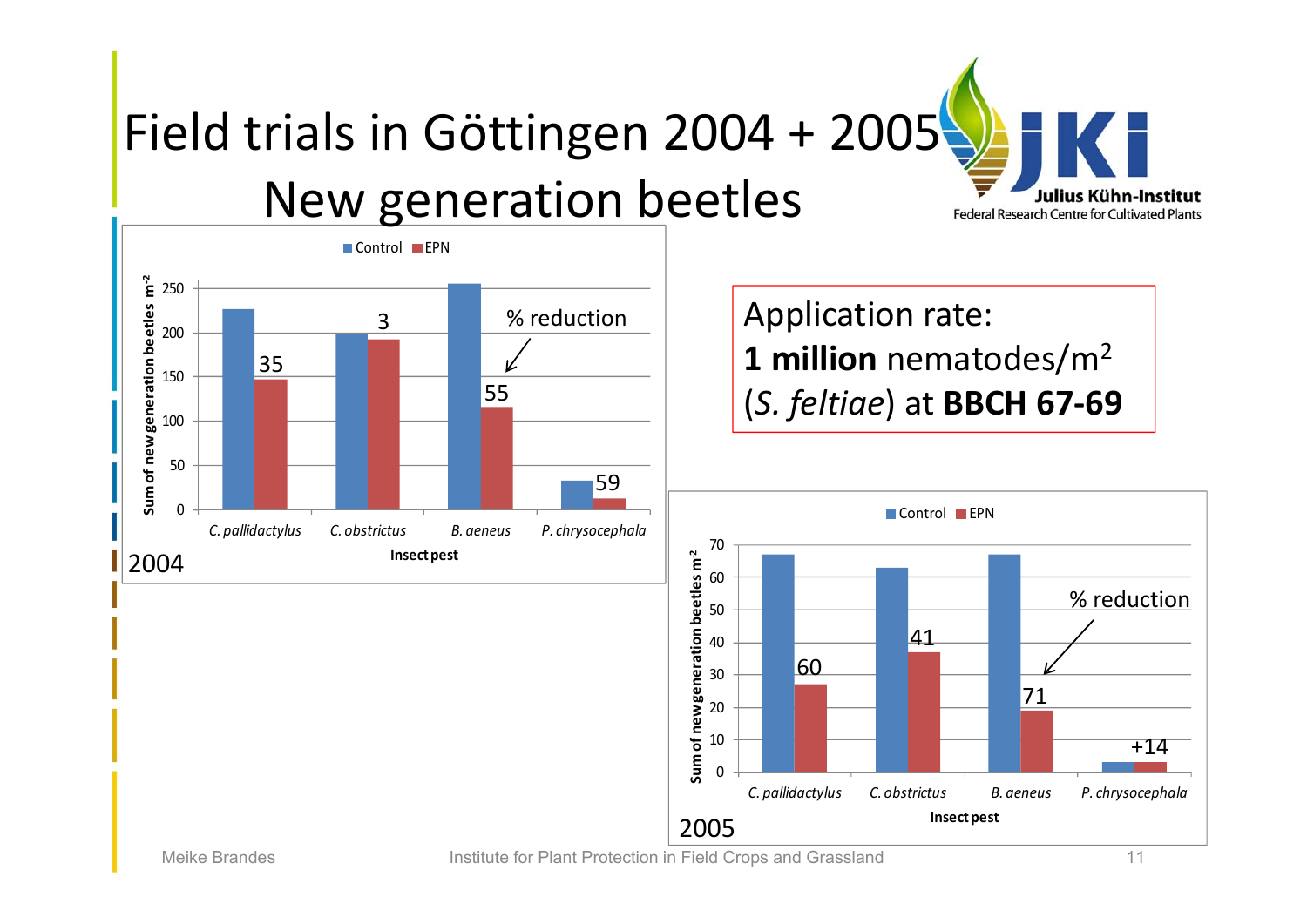# Field trials in Göttingen 2004 + 2005

## New generation beetles

**2004**

Legend: Control, EPN

Y-axis: Sum of new generation beetles $m^{-2}$ (0–250)

X-axis: Insect pest

| Insect pest | % reduction |
|---|---|
| *C. pallidactylus* | 35 |
| *C. obstrictus* | 3 |
| *B. aeneus* | 55 |
| *P. chrysocephala* | 59 |

Application rate:
**1 million** nematodes/m$^2$
(*S. feltiae*) at **BBCH 67-69**

**2005**

Legend: Control, EPN

Y-axis: Sum of new generation beetles $m^{-2}$ (0–70)

X-axis: Insect pest

| Insect pest | % reduction |
|---|---|
| *C. pallidactylus* | 60 |
| *C. obstrictus* | 41 |
| *B. aeneus* | 71 |
| *P. chrysocephala* | +14 |

Meike Brandes — Institute for Plant Protection in Field Crops and Grassland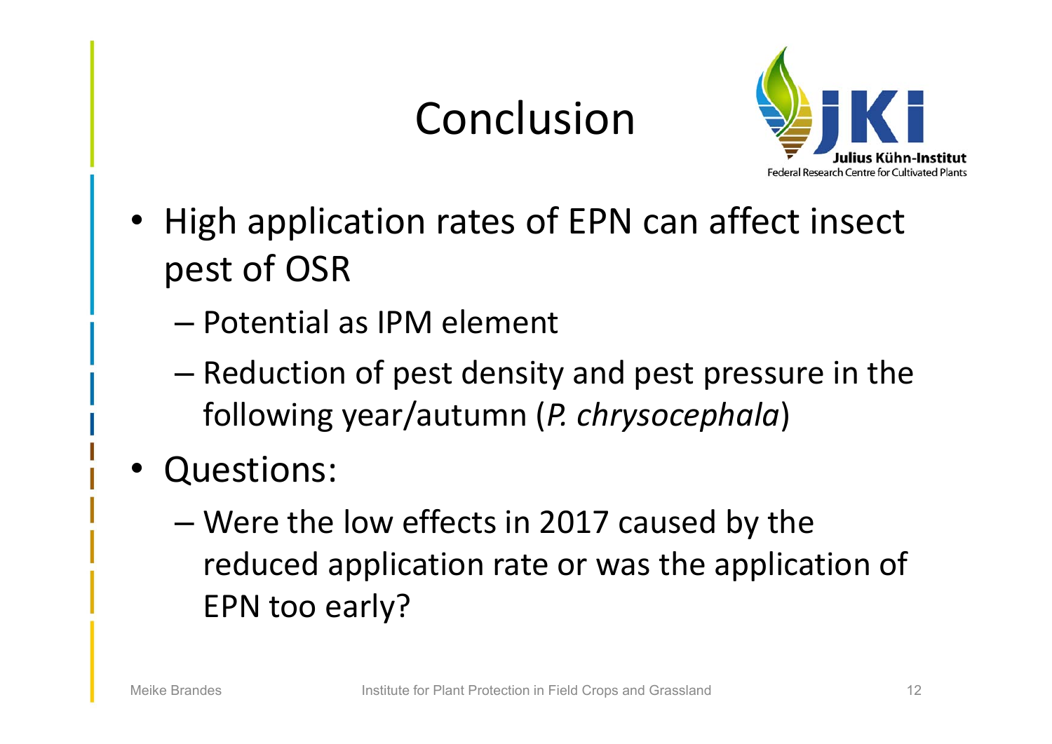# Conclusion

- High application rates of EPN can affect insect pest of OSR
  - Potential as IPM element
  - Reduction of pest density and pest pressure in the following year/autumn (*P. chrysocephala*)
- Questions:
  - Were the low effects in 2017 caused by the reduced application rate or was the application of EPN too early?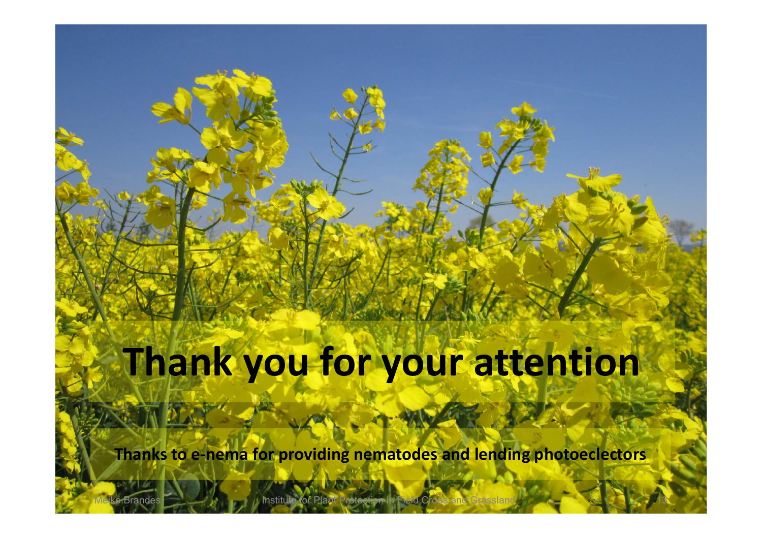# Thank you for your attention

**Thanks to e-nema for providing nematodes and lending photoeclectors**